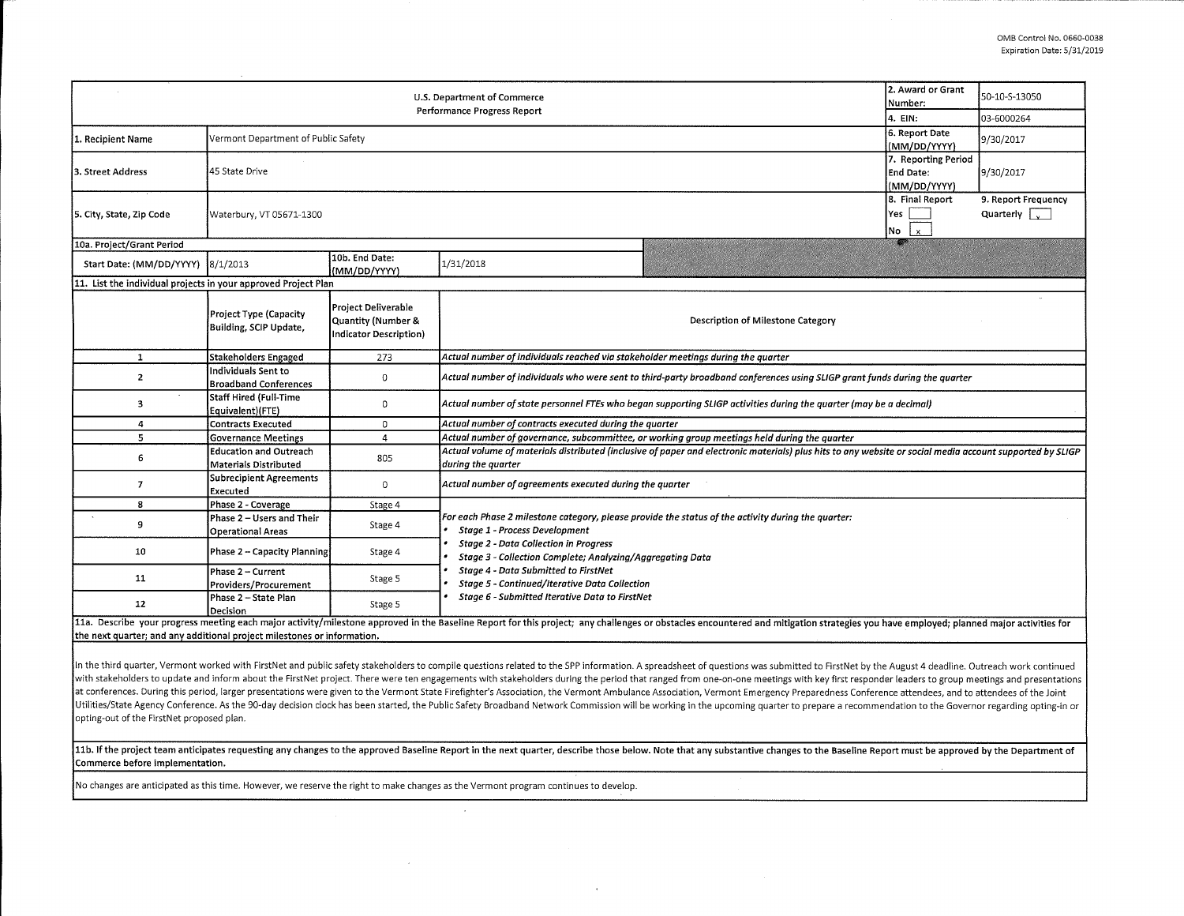OMB Control No. 0660-0038
Expiration Date: 5/31/2019

| U.S. Department of Commerce Performance Progress Report | | | | 2. Award or Grant Number: | 50-10-S-13050 |
|---|---|---|---|---|---|
| | | | | 4. EIN: | 03-6000264 |
| 1. Recipient Name | Vermont Department of Public Safety | | | 6. Report Date (MM/DD/YYYY) | 9/30/2017 |
| 3. Street Address | 45 State Drive | | | 7. Reporting Period End Date: (MM/DD/YYYY) | 9/30/2017 |
| 5. City, State, Zip Code | Waterbury, VT 05671-1300 | | | 8. Final Report Yes [ ] No [x] | 9. Report Frequency Quarterly [x] |
| 10a. Project/Grant Period | | | | | |
| Start Date: (MM/DD/YYYY) | 8/1/2013 | 10b. End Date: (MM/DD/YYYY) | 1/31/2018 | | |

11. List the individual projects in your approved Project Plan

| | Project Type (Capacity Building, SCIP Update, | Project Deliverable Quantity (Number & Indicator Description) | Description of Milestone Category |
|---|---|---|---|
| 1 | Stakeholders Engaged | 273 | *Actual number of individuals reached via stakeholder meetings during the quarter* |
| 2 | Individuals Sent to Broadband Conferences | 0 | *Actual number of individuals who were sent to third-party broadband conferences using SLIGP grant funds during the quarter* |
| 3 | Staff Hired (Full-Time Equivalent)(FTE) | 0 | *Actual number of state personnel FTEs who began supporting SLIGP activities during the quarter (may be a decimal)* |
| 4 | Contracts Executed | 0 | *Actual number of contracts executed during the quarter* |
| 5 | Governance Meetings | 4 | *Actual number of governance, subcommittee, or working group meetings held during the quarter* |
| 6 | Education and Outreach Materials Distributed | 805 | *Actual volume of materials distributed (inclusive of paper and electronic materials) plus hits to any website or social media account supported by SLIGP during the quarter* |
| 7 | Subrecipient Agreements Executed | 0 | *Actual number of agreements executed during the quarter* |
| 8 | Phase 2 - Coverage | Stage 4 | *For each Phase 2 milestone category, please provide the status of the activity during the quarter:* <br>• *Stage 1 - Process Development* <br>• *Stage 2 - Data Collection in Progress* <br>• *Stage 3 - Collection Complete; Analyzing/Aggregating Data* <br>• *Stage 4 - Data Submitted to FirstNet* <br>• *Stage 5 - Continued/Iterative Data Collection* <br>• *Stage 6 - Submitted Iterative Data to FirstNet* |
| 9 | Phase 2 – Users and Their Operational Areas | Stage 4 | |
| 10 | Phase 2 – Capacity Planning | Stage 4 | |
| 11 | Phase 2 – Current Providers/Procurement | Stage 5 | |
| 12 | Phase 2 – State Plan Decision | Stage 5 | |

11a. Describe your progress meeting each major activity/milestone approved in the Baseline Report for this project; any challenges or obstacles encountered and mitigation strategies you have employed; planned major activities for the next quarter; and any additional project milestones or information.

In the third quarter, Vermont worked with FirstNet and public safety stakeholders to compile questions related to the SPP information. A spreadsheet of questions was submitted to FirstNet by the August 4 deadline. Outreach work continued with stakeholders to update and inform about the FirstNet project. There were ten engagements with stakeholders during the period that ranged from one-on-one meetings with key first responder leaders to group meetings and presentations at conferences. During this period, larger presentations were given to the Vermont State Firefighter's Association, the Vermont Ambulance Association, Vermont Emergency Preparedness Conference attendees, and to attendees of the Joint Utilities/State Agency Conference. As the 90-day decision clock has been started, the Public Safety Broadband Network Commission will be working in the upcoming quarter to prepare a recommendation to the Governor regarding opting-in or opting-out of the FirstNet proposed plan.

11b. If the project team anticipates requesting any changes to the approved Baseline Report in the next quarter, describe those below. Note that any substantive changes to the Baseline Report must be approved by the Department of Commerce before implementation.

No changes are anticipated as this time. However, we reserve the right to make changes as the Vermont program continues to develop.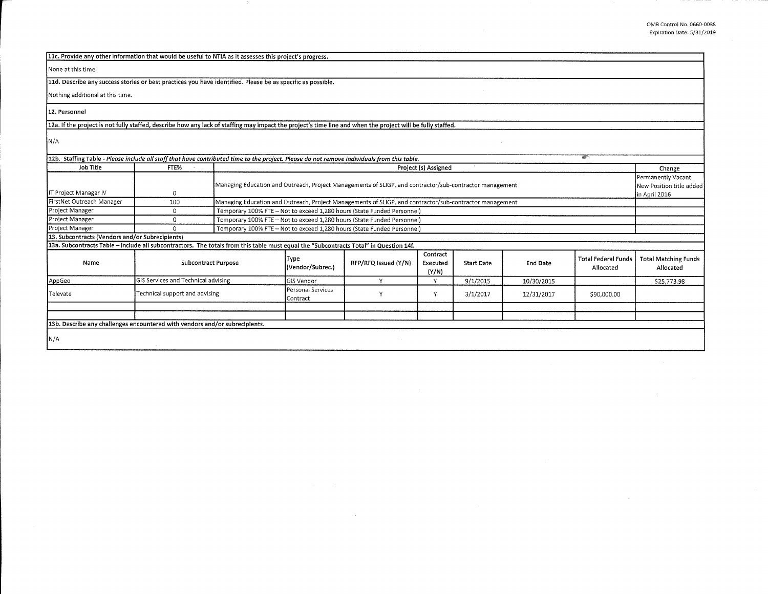**11c. Provide any other information that would be useful to NTIA as it assesses this project's progress.**

None at this time.

**11d. Describe any success stories or best practices you have identified. Please be as specific as possible.**

Nothing additional at this time.

**12. Personnel**

**12a. If the project is not fully staffed, describe how any lack of staffing may impact the project's time line and when the project will be fully staffed.**

N/A

**12b. Staffing Table** - *Please include all staff that have contributed time to the project. Please do not remove individuals from this table.*

| Job Title | FTE% | Project (s) Assigned | Change |
|---|---|---|---|
| IT Project Manager IV | 0 | Managing Education and Outreach, Project Managements of SLIGP, and contractor/sub-contractor management | Permanently Vacant New Position title added in April 2016 |
| FirstNet Outreach Manager | 100 | Managing Education and Outreach, Project Managements of SLIGP, and contractor/sub-contractor management | |
| Project Manager | 0 | Temporary 100% FTE – Not to exceed 1,280 hours (State Funded Personnel) | |
| Project Manager | 0 | Temporary 100% FTE – Not to exceed 1,280 hours (State Funded Personnel) | |
| Project Manager | 0 | Temporary 100% FTE – Not to exceed 1,280 hours (State Funded Personnel) | |

**13. Subcontracts (Vendors and/or Subrecipients)**

**13a. Subcontracts Table – Include all subcontractors. The totals from this table must equal the "Subcontracts Total" in Question 14f.**

| Name | Subcontract Purpose | Type (Vendor/Subrec.) | RFP/RFQ Issued (Y/N) | Contract Executed (Y/N) | Start Date | End Date | Total Federal Funds Allocated | Total Matching Funds Allocated |
|---|---|---|---|---|---|---|---|---|
| AppGeo | GIS Services and Technical advising | GIS Vendor | Y | Y | 9/1/2015 | 10/30/2015 | | $25,773.98 |
| Televate | Technical support and advising | Personal Services Contract | Y | Y | 3/1/2017 | 12/31/2017 | $90,000.00 | |
| | | | | | | | | |
| | | | | | | | | |

**13b. Describe any challenges encountered with vendors and/or subrecipients.**

N/A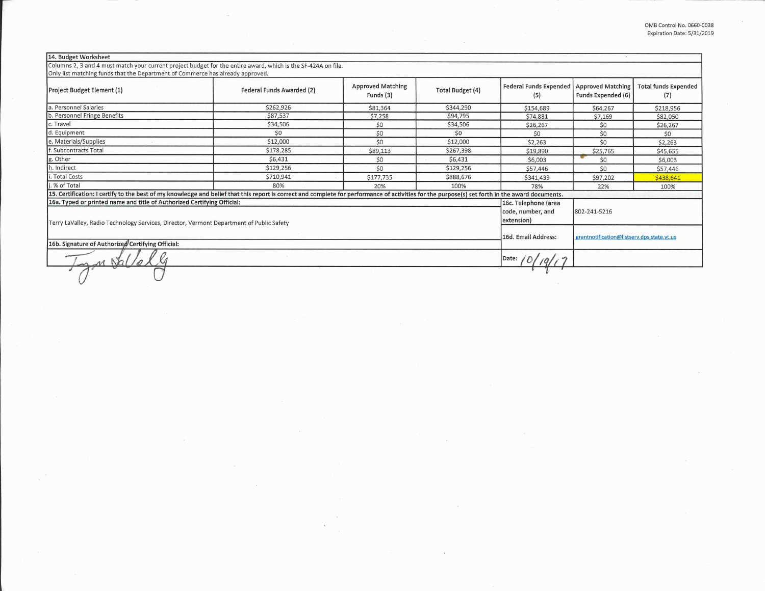OMB Control No. 0660-0038
Expiration Date: 5/31/2019

| 14. Budget Worksheet | | | | | | |
|---|---|---|---|---|---|---|
| Columns 2, 3 and 4 must match your current project budget for the entire award, which is the SF-424A on file. Only list matching funds that the Department of Commerce has already approved. | | | | | | |
| Project Budget Element (1) | Federal Funds Awarded (2) | Approved Matching Funds (3) | Total Budget (4) | Federal Funds Expended (5) | Approved Matching Funds Expended (6) | Total funds Expended (7) |
| a. Personnel Salaries | $262,926 | $81,364 | $344,290 | $154,689 | $64,267 | $218,956 |
| b. Personnel Fringe Benefits | $87,537 | $7,258 | $94,795 | $74,881 | $7,169 | $82,050 |
| c. Travel | $34,506 | $0 | $34,506 | $26,267 | $0 | $26,267 |
| d. Equipment | $0 | $0 | $0 | $0 | $0 | $0 |
| e. Materials/Supplies | $12,000 | $0 | $12,000 | $2,263 | $0 | $2,263 |
| f. Subcontracts Total | $178,285 | $89,113 | $267,398 | $19,890 | $25,765 | $45,655 |
| g. Other | $6,431 | $0 | $6,431 | $6,003 | $0 | $6,003 |
| h. Indirect | $129,256 | $0 | $129,256 | $57,446 | $0 | $57,446 |
| i. Total Costs | $710,941 | $177,735 | $888,676 | $341,439 | $97,202 | $438,641 |
| j. % of Total | 80% | 20% | 100% | 78% | 22% | 100% |

**15. Certification: I certify to the best of my knowledge and belief that this report is correct and complete for performance of activities for the purpose(s) set forth in the award documents.**

| | | |
|---|---|---|
| **16a. Typed or printed name and title of Authorized Certifying Official:** Terry LaValley, Radio Technology Services, Director, Vermont Department of Public Safety | 16c. Telephone (area code, number, and extension) | 802-241-5216 |
| | 16d. Email Address: | grantnotification@listserv.dps.state.vt.us |
| **16b. Signature of Authorized Certifying Official:** Terry LaValley | Date: 10/19/17 | |